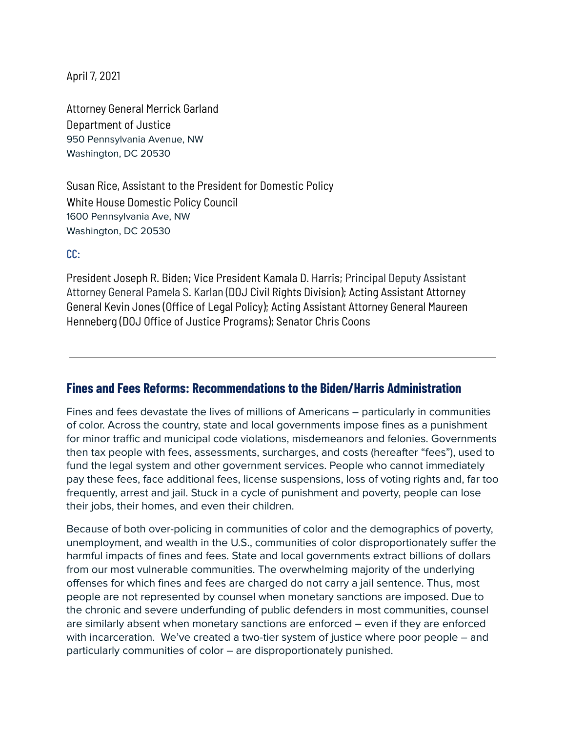April 7, 2021

Attorney General Merrick Garland
Department of Justice
950 Pennsylvania Avenue, NW
Washington, DC 20530

Susan Rice, Assistant to the President for Domestic Policy
White House Domestic Policy Council
1600 Pennsylvania Ave, NW
Washington, DC 20530

CC:

President Joseph R. Biden; Vice President Kamala D. Harris; Principal Deputy Assistant Attorney General Pamela S. Karlan (DOJ Civil Rights Division); Acting Assistant Attorney General Kevin Jones (Office of Legal Policy); Acting Assistant Attorney General Maureen Henneberg (DOJ Office of Justice Programs); Senator Chris Coons

---

## Fines and Fees Reforms: Recommendations to the Biden/Harris Administration

Fines and fees devastate the lives of millions of Americans – particularly in communities of color. Across the country, state and local governments impose fines as a punishment for minor traffic and municipal code violations, misdemeanors and felonies. Governments then tax people with fees, assessments, surcharges, and costs (hereafter "fees"), used to fund the legal system and other government services. People who cannot immediately pay these fees, face additional fees, license suspensions, loss of voting rights and, far too frequently, arrest and jail. Stuck in a cycle of punishment and poverty, people can lose their jobs, their homes, and even their children.

Because of both over-policing in communities of color and the demographics of poverty, unemployment, and wealth in the U.S., communities of color disproportionately suffer the harmful impacts of fines and fees. State and local governments extract billions of dollars from our most vulnerable communities. The overwhelming majority of the underlying offenses for which fines and fees are charged do not carry a jail sentence. Thus, most people are not represented by counsel when monetary sanctions are imposed. Due to the chronic and severe underfunding of public defenders in most communities, counsel are similarly absent when monetary sanctions are enforced – even if they are enforced with incarceration. We've created a two-tier system of justice where poor people – and particularly communities of color – are disproportionately punished.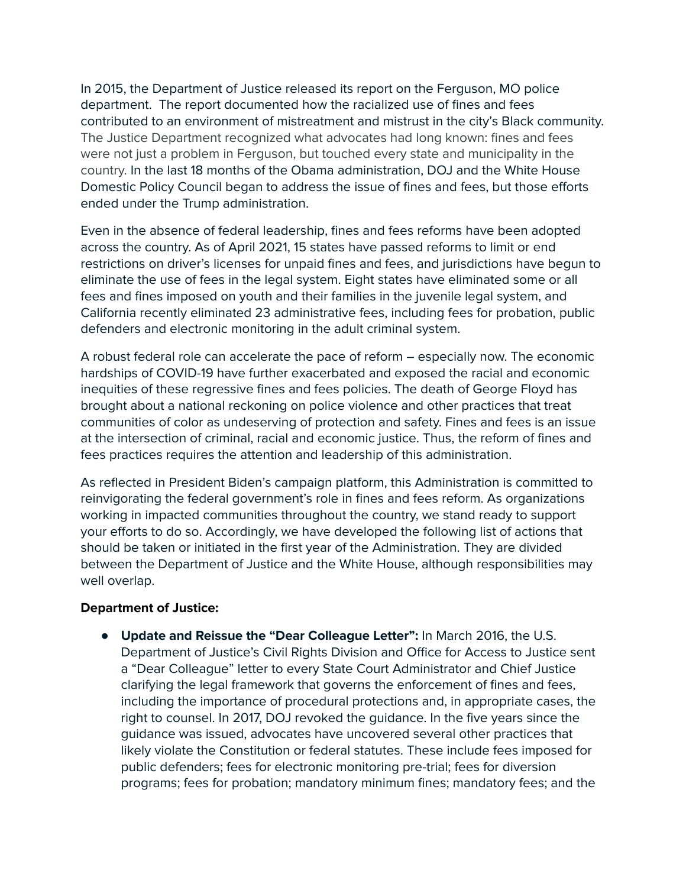In 2015, the Department of Justice released its report on the Ferguson, MO police department. The report documented how the racialized use of fines and fees contributed to an environment of mistreatment and mistrust in the city's Black community. The Justice Department recognized what advocates had long known: fines and fees were not just a problem in Ferguson, but touched every state and municipality in the country. In the last 18 months of the Obama administration, DOJ and the White House Domestic Policy Council began to address the issue of fines and fees, but those efforts ended under the Trump administration.

Even in the absence of federal leadership, fines and fees reforms have been adopted across the country. As of April 2021, 15 states have passed reforms to limit or end restrictions on driver's licenses for unpaid fines and fees, and jurisdictions have begun to eliminate the use of fees in the legal system. Eight states have eliminated some or all fees and fines imposed on youth and their families in the juvenile legal system, and California recently eliminated 23 administrative fees, including fees for probation, public defenders and electronic monitoring in the adult criminal system.

A robust federal role can accelerate the pace of reform – especially now. The economic hardships of COVID-19 have further exacerbated and exposed the racial and economic inequities of these regressive fines and fees policies. The death of George Floyd has brought about a national reckoning on police violence and other practices that treat communities of color as undeserving of protection and safety. Fines and fees is an issue at the intersection of criminal, racial and economic justice. Thus, the reform of fines and fees practices requires the attention and leadership of this administration.

As reflected in President Biden's campaign platform, this Administration is committed to reinvigorating the federal government's role in fines and fees reform. As organizations working in impacted communities throughout the country, we stand ready to support your efforts to do so. Accordingly, we have developed the following list of actions that should be taken or initiated in the first year of the Administration. They are divided between the Department of Justice and the White House, although responsibilities may well overlap.

**Department of Justice:**

- **Update and Reissue the "Dear Colleague Letter":** In March 2016, the U.S. Department of Justice's Civil Rights Division and Office for Access to Justice sent a "Dear Colleague" letter to every State Court Administrator and Chief Justice clarifying the legal framework that governs the enforcement of fines and fees, including the importance of procedural protections and, in appropriate cases, the right to counsel. In 2017, DOJ revoked the guidance. In the five years since the guidance was issued, advocates have uncovered several other practices that likely violate the Constitution or federal statutes. These include fees imposed for public defenders; fees for electronic monitoring pre-trial; fees for diversion programs; fees for probation; mandatory minimum fines; mandatory fees; and the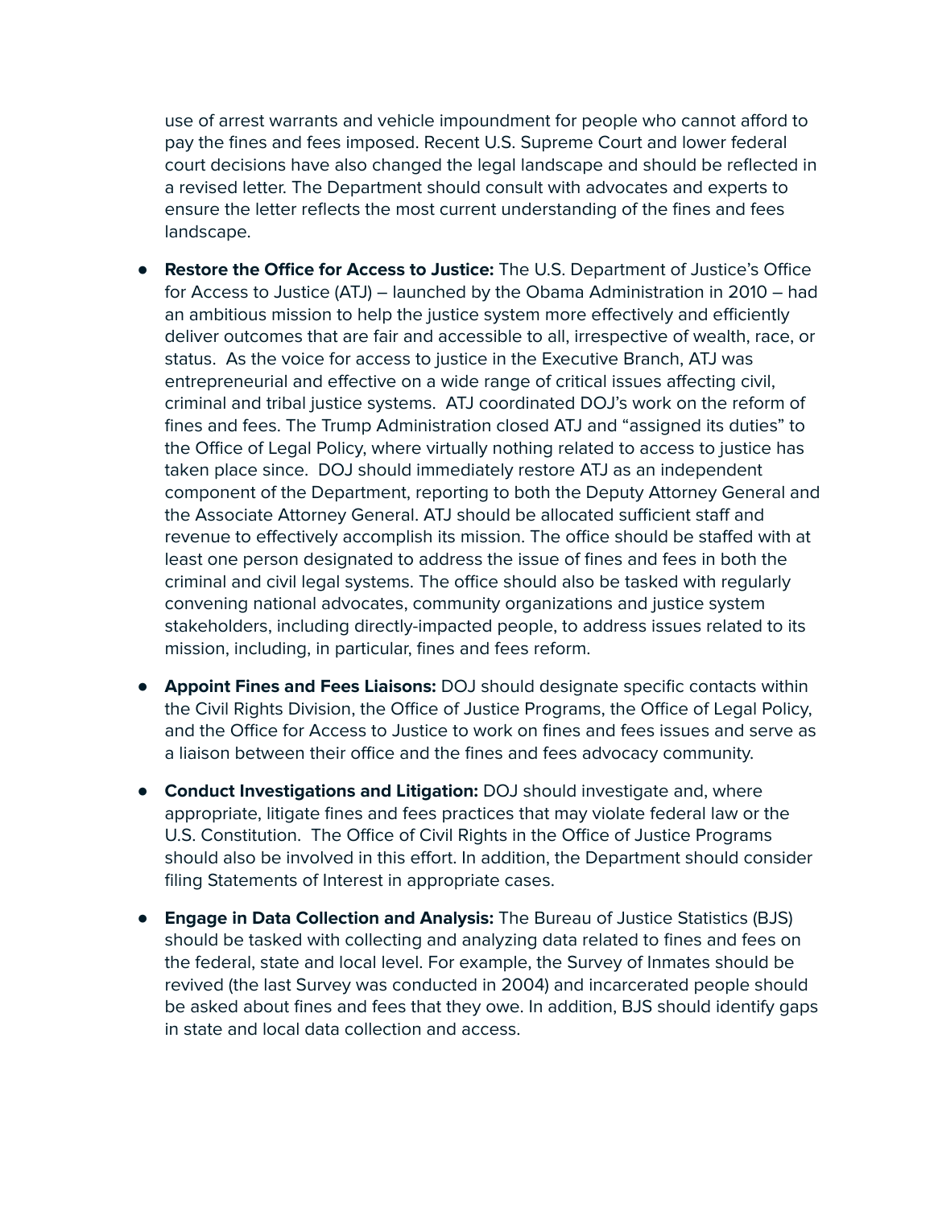use of arrest warrants and vehicle impoundment for people who cannot afford to pay the fines and fees imposed. Recent U.S. Supreme Court and lower federal court decisions have also changed the legal landscape and should be reflected in a revised letter. The Department should consult with advocates and experts to ensure the letter reflects the most current understanding of the fines and fees landscape.

- **Restore the Office for Access to Justice:** The U.S. Department of Justice's Office for Access to Justice (ATJ) – launched by the Obama Administration in 2010 – had an ambitious mission to help the justice system more effectively and efficiently deliver outcomes that are fair and accessible to all, irrespective of wealth, race, or status. As the voice for access to justice in the Executive Branch, ATJ was entrepreneurial and effective on a wide range of critical issues affecting civil, criminal and tribal justice systems. ATJ coordinated DOJ's work on the reform of fines and fees. The Trump Administration closed ATJ and "assigned its duties" to the Office of Legal Policy, where virtually nothing related to access to justice has taken place since. DOJ should immediately restore ATJ as an independent component of the Department, reporting to both the Deputy Attorney General and the Associate Attorney General. ATJ should be allocated sufficient staff and revenue to effectively accomplish its mission. The office should be staffed with at least one person designated to address the issue of fines and fees in both the criminal and civil legal systems. The office should also be tasked with regularly convening national advocates, community organizations and justice system stakeholders, including directly-impacted people, to address issues related to its mission, including, in particular, fines and fees reform.

- **Appoint Fines and Fees Liaisons:** DOJ should designate specific contacts within the Civil Rights Division, the Office of Justice Programs, the Office of Legal Policy, and the Office for Access to Justice to work on fines and fees issues and serve as a liaison between their office and the fines and fees advocacy community.

- **Conduct Investigations and Litigation:** DOJ should investigate and, where appropriate, litigate fines and fees practices that may violate federal law or the U.S. Constitution. The Office of Civil Rights in the Office of Justice Programs should also be involved in this effort. In addition, the Department should consider filing Statements of Interest in appropriate cases.

- **Engage in Data Collection and Analysis:** The Bureau of Justice Statistics (BJS) should be tasked with collecting and analyzing data related to fines and fees on the federal, state and local level. For example, the Survey of Inmates should be revived (the last Survey was conducted in 2004) and incarcerated people should be asked about fines and fees that they owe. In addition, BJS should identify gaps in state and local data collection and access.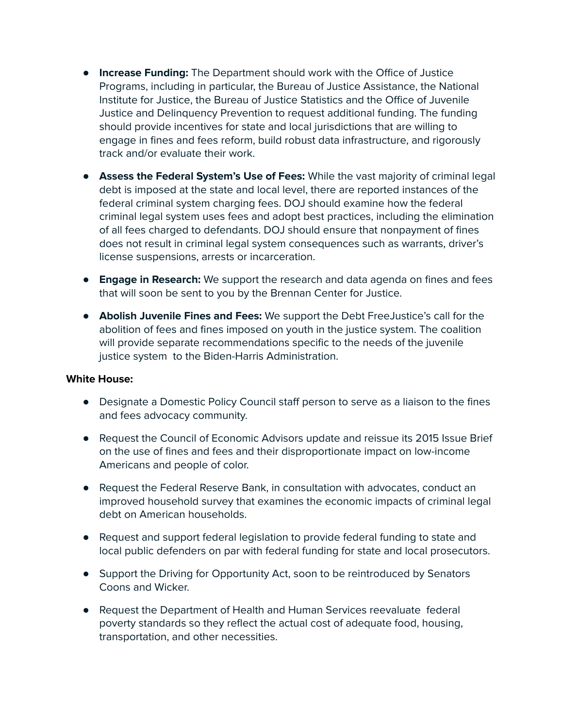- **Increase Funding:** The Department should work with the Office of Justice Programs, including in particular, the Bureau of Justice Assistance, the National Institute for Justice, the Bureau of Justice Statistics and the Office of Juvenile Justice and Delinquency Prevention to request additional funding. The funding should provide incentives for state and local jurisdictions that are willing to engage in fines and fees reform, build robust data infrastructure, and rigorously track and/or evaluate their work.

- **Assess the Federal System's Use of Fees:** While the vast majority of criminal legal debt is imposed at the state and local level, there are reported instances of the federal criminal system charging fees. DOJ should examine how the federal criminal legal system uses fees and adopt best practices, including the elimination of all fees charged to defendants. DOJ should ensure that nonpayment of fines does not result in criminal legal system consequences such as warrants, driver's license suspensions, arrests or incarceration.

- **Engage in Research:** We support the research and data agenda on fines and fees that will soon be sent to you by the Brennan Center for Justice.

- **Abolish Juvenile Fines and Fees:** We support the Debt FreeJustice's call for the abolition of fees and fines imposed on youth in the justice system. The coalition will provide separate recommendations specific to the needs of the juvenile justice system to the Biden-Harris Administration.

**White House:**

- Designate a Domestic Policy Council staff person to serve as a liaison to the fines and fees advocacy community.

- Request the Council of Economic Advisors update and reissue its 2015 Issue Brief on the use of fines and fees and their disproportionate impact on low-income Americans and people of color.

- Request the Federal Reserve Bank, in consultation with advocates, conduct an improved household survey that examines the economic impacts of criminal legal debt on American households.

- Request and support federal legislation to provide federal funding to state and local public defenders on par with federal funding for state and local prosecutors.

- Support the Driving for Opportunity Act, soon to be reintroduced by Senators Coons and Wicker.

- Request the Department of Health and Human Services reevaluate federal poverty standards so they reflect the actual cost of adequate food, housing, transportation, and other necessities.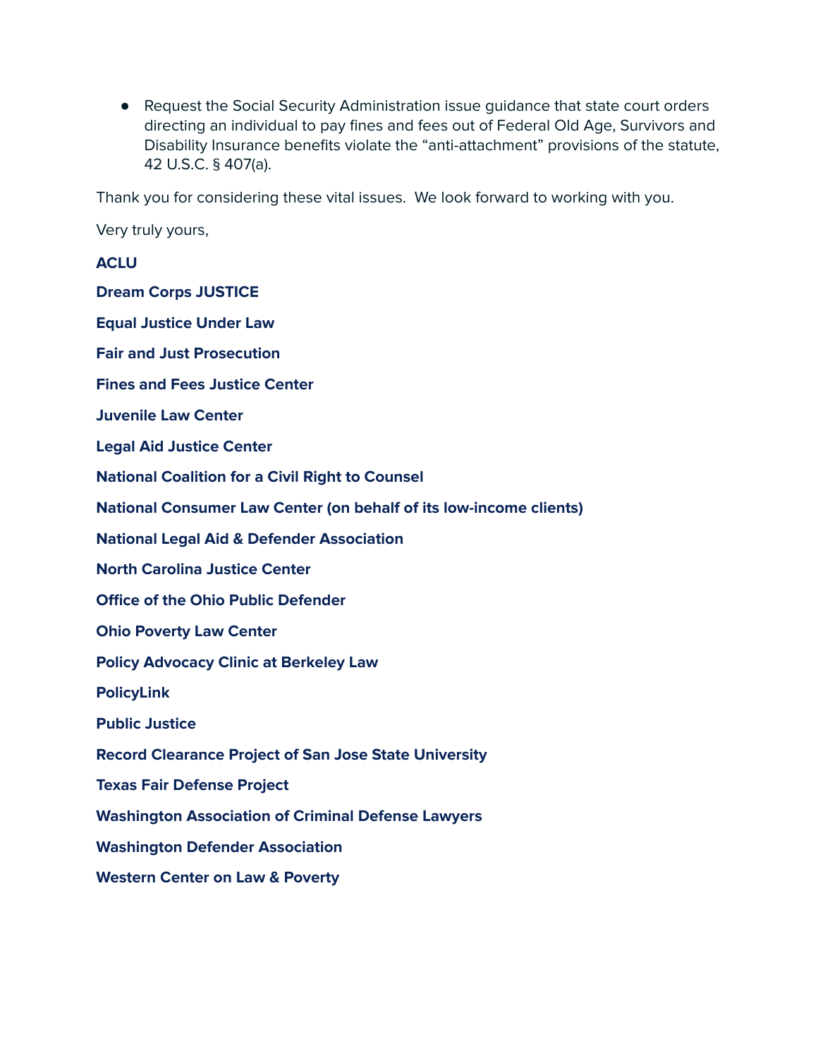- Request the Social Security Administration issue guidance that state court orders directing an individual to pay fines and fees out of Federal Old Age, Survivors and Disability Insurance benefits violate the "anti-attachment" provisions of the statute, 42 U.S.C. § 407(a).

Thank you for considering these vital issues.  We look forward to working with you.

Very truly yours,

**ACLU**

**Dream Corps JUSTICE**

**Equal Justice Under Law**

**Fair and Just Prosecution**

**Fines and Fees Justice Center**

**Juvenile Law Center**

**Legal Aid Justice Center**

**National Coalition for a Civil Right to Counsel**

**National Consumer Law Center (on behalf of its low-income clients)**

**National Legal Aid & Defender Association**

**North Carolina Justice Center**

**Office of the Ohio Public Defender**

**Ohio Poverty Law Center**

**Policy Advocacy Clinic at Berkeley Law**

**PolicyLink**

**Public Justice**

**Record Clearance Project of San Jose State University**

**Texas Fair Defense Project**

**Washington Association of Criminal Defense Lawyers**

**Washington Defender Association**

**Western Center on Law & Poverty**